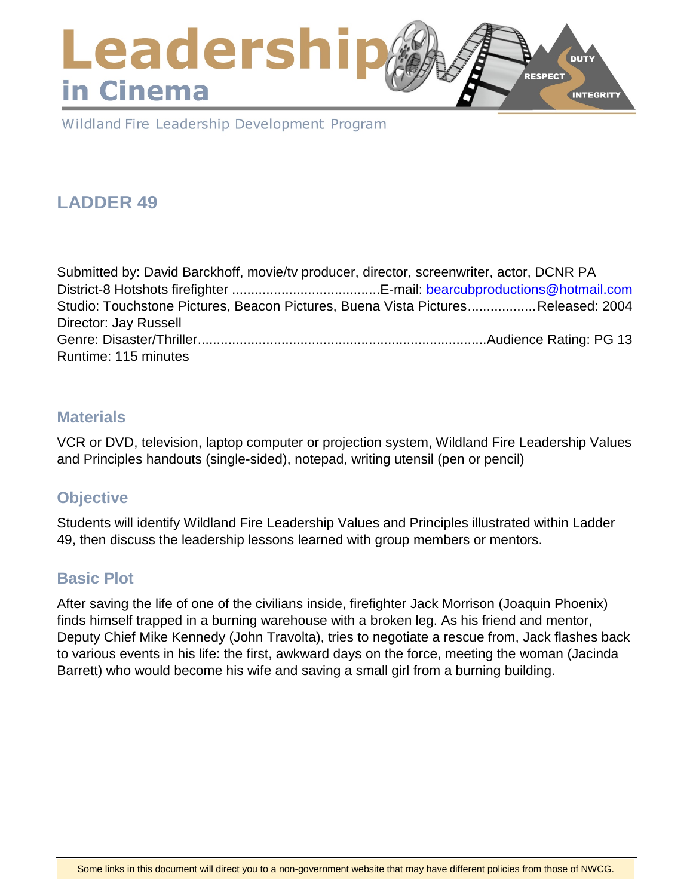# Leadership in Cinema

Wildland Fire Leadership Development Program

## LADDER 49

Submitted by: David Barckhoff, movie/tv producer, director, screenwriter, actor, DCNR PA District-8 Hotshots firefighter .......................................E-mail: bearcubproductions@hotmail.com
Studio: Touchstone Pictures, Beacon Pictures, Buena Vista Pictures..................Released: 2004
Director: Jay Russell
Genre: Disaster/Thriller............................................................................Audience Rating: PG 13
Runtime: 115 minutes

### Materials

VCR or DVD, television, laptop computer or projection system, Wildland Fire Leadership Values and Principles handouts (single-sided), notepad, writing utensil (pen or pencil)

### Objective

Students will identify Wildland Fire Leadership Values and Principles illustrated within Ladder 49, then discuss the leadership lessons learned with group members or mentors.

### Basic Plot

After saving the life of one of the civilians inside, firefighter Jack Morrison (Joaquin Phoenix) finds himself trapped in a burning warehouse with a broken leg. As his friend and mentor, Deputy Chief Mike Kennedy (John Travolta), tries to negotiate a rescue from, Jack flashes back to various events in his life: the first, awkward days on the force, meeting the woman (Jacinda Barrett) who would become his wife and saving a small girl from a burning building.

Some links in this document will direct you to a non-government website that may have different policies from those of NWCG.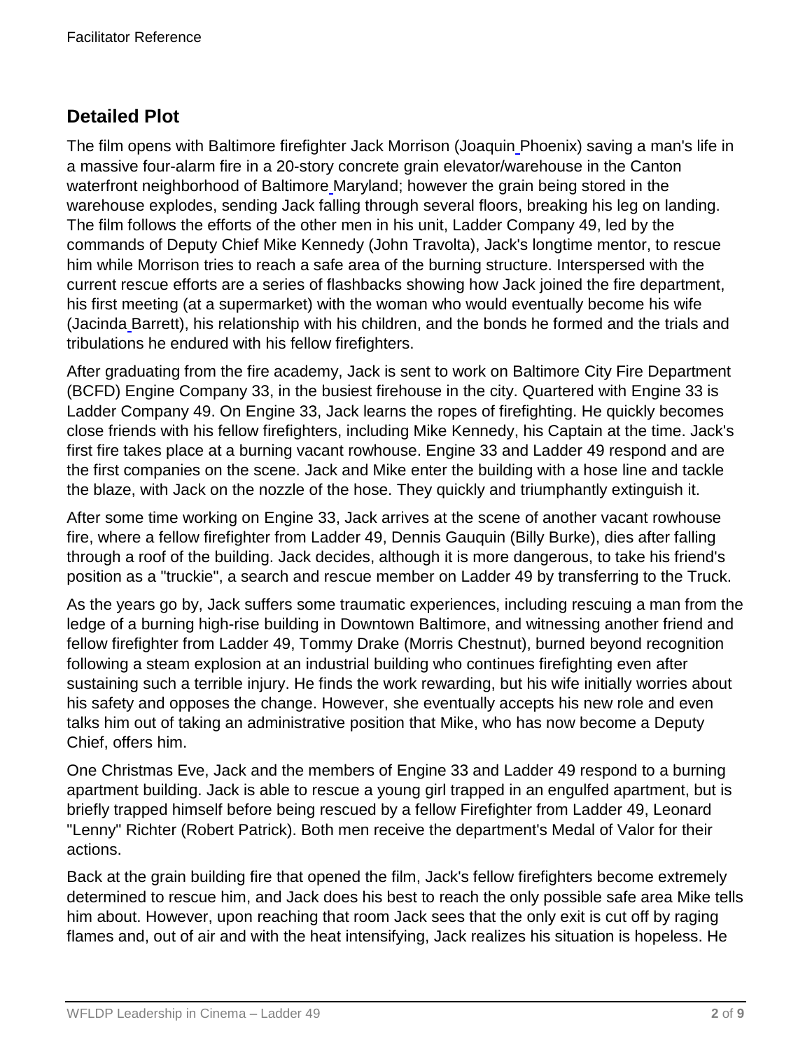## Detailed Plot

The film opens with Baltimore firefighter Jack Morrison (Joaquin Phoenix) saving a man's life in a massive four-alarm fire in a 20-story concrete grain elevator/warehouse in the Canton waterfront neighborhood of Baltimore Maryland; however the grain being stored in the warehouse explodes, sending Jack falling through several floors, breaking his leg on landing. The film follows the efforts of the other men in his unit, Ladder Company 49, led by the commands of Deputy Chief Mike Kennedy (John Travolta), Jack's longtime mentor, to rescue him while Morrison tries to reach a safe area of the burning structure. Interspersed with the current rescue efforts are a series of flashbacks showing how Jack joined the fire department, his first meeting (at a supermarket) with the woman who would eventually become his wife (Jacinda Barrett), his relationship with his children, and the bonds he formed and the trials and tribulations he endured with his fellow firefighters.

After graduating from the fire academy, Jack is sent to work on Baltimore City Fire Department (BCFD) Engine Company 33, in the busiest firehouse in the city. Quartered with Engine 33 is Ladder Company 49. On Engine 33, Jack learns the ropes of firefighting. He quickly becomes close friends with his fellow firefighters, including Mike Kennedy, his Captain at the time. Jack's first fire takes place at a burning vacant rowhouse. Engine 33 and Ladder 49 respond and are the first companies on the scene. Jack and Mike enter the building with a hose line and tackle the blaze, with Jack on the nozzle of the hose. They quickly and triumphantly extinguish it.

After some time working on Engine 33, Jack arrives at the scene of another vacant rowhouse fire, where a fellow firefighter from Ladder 49, Dennis Gauquin (Billy Burke), dies after falling through a roof of the building. Jack decides, although it is more dangerous, to take his friend's position as a "truckie", a search and rescue member on Ladder 49 by transferring to the Truck.

As the years go by, Jack suffers some traumatic experiences, including rescuing a man from the ledge of a burning high-rise building in Downtown Baltimore, and witnessing another friend and fellow firefighter from Ladder 49, Tommy Drake (Morris Chestnut), burned beyond recognition following a steam explosion at an industrial building who continues firefighting even after sustaining such a terrible injury. He finds the work rewarding, but his wife initially worries about his safety and opposes the change. However, she eventually accepts his new role and even talks him out of taking an administrative position that Mike, who has now become a Deputy Chief, offers him.

One Christmas Eve, Jack and the members of Engine 33 and Ladder 49 respond to a burning apartment building. Jack is able to rescue a young girl trapped in an engulfed apartment, but is briefly trapped himself before being rescued by a fellow Firefighter from Ladder 49, Leonard "Lenny" Richter (Robert Patrick). Both men receive the department's Medal of Valor for their actions.

Back at the grain building fire that opened the film, Jack's fellow firefighters become extremely determined to rescue him, and Jack does his best to reach the only possible safe area Mike tells him about. However, upon reaching that room Jack sees that the only exit is cut off by raging flames and, out of air and with the heat intensifying, Jack realizes his situation is hopeless. He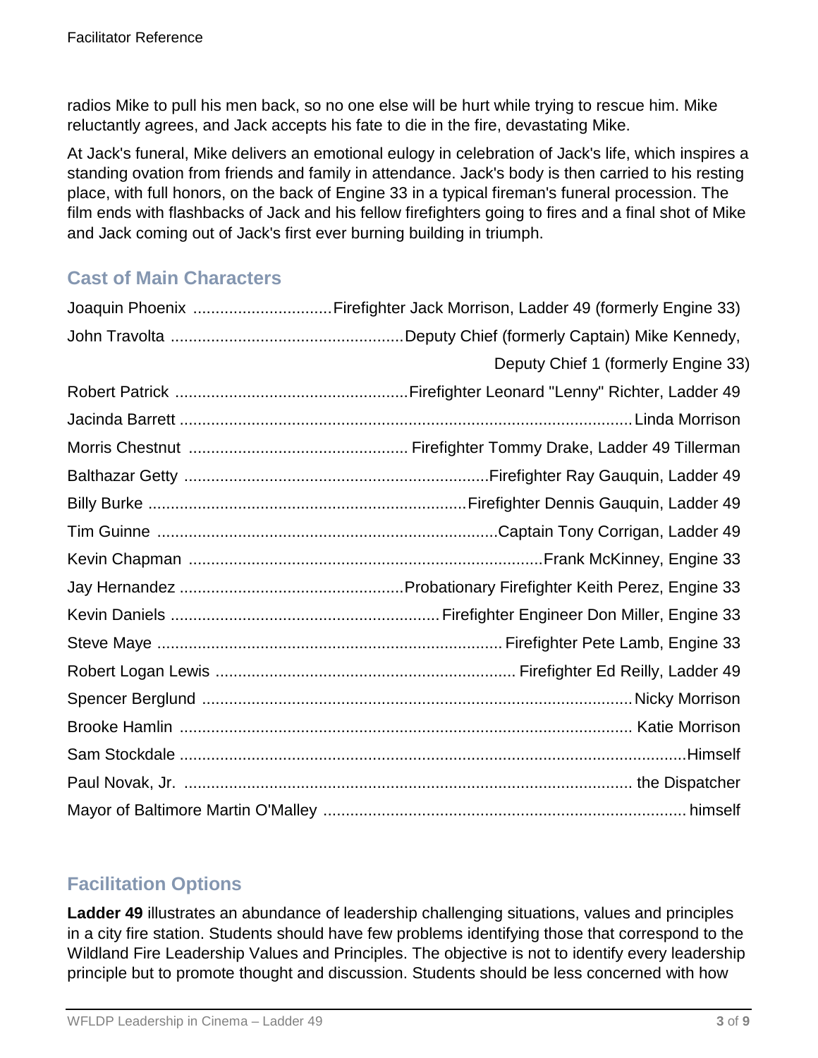radios Mike to pull his men back, so no one else will be hurt while trying to rescue him. Mike reluctantly agrees, and Jack accepts his fate to die in the fire, devastating Mike.

At Jack's funeral, Mike delivers an emotional eulogy in celebration of Jack's life, which inspires a standing ovation from friends and family in attendance. Jack's body is then carried to his resting place, with full honors, on the back of Engine 33 in a typical fireman's funeral procession. The film ends with flashbacks of Jack and his fellow firefighters going to fires and a final shot of Mike and Jack coming out of Jack's first ever burning building in triumph.

## Cast of Main Characters

| Actor | Role |
|---|---|
| Joaquin Phoenix | Firefighter Jack Morrison, Ladder 49 (formerly Engine 33) |
| John Travolta | Deputy Chief (formerly Captain) Mike Kennedy, Deputy Chief 1 (formerly Engine 33) |
| Robert Patrick | Firefighter Leonard "Lenny" Richter, Ladder 49 |
| Jacinda Barrett | Linda Morrison |
| Morris Chestnut | Firefighter Tommy Drake, Ladder 49 Tillerman |
| Balthazar Getty | Firefighter Ray Gauquin, Ladder 49 |
| Billy Burke | Firefighter Dennis Gauquin, Ladder 49 |
| Tim Guinne | Captain Tony Corrigan, Ladder 49 |
| Kevin Chapman | Frank McKinney, Engine 33 |
| Jay Hernandez | Probationary Firefighter Keith Perez, Engine 33 |
| Kevin Daniels | Firefighter Engineer Don Miller, Engine 33 |
| Steve Maye | Firefighter Pete Lamb, Engine 33 |
| Robert Logan Lewis | Firefighter Ed Reilly, Ladder 49 |
| Spencer Berglund | Nicky Morrison |
| Brooke Hamlin | Katie Morrison |
| Sam Stockdale | Himself |
| Paul Novak, Jr. | the Dispatcher |
| Mayor of Baltimore Martin O'Malley | himself |

## Facilitation Options

**Ladder 49** illustrates an abundance of leadership challenging situations, values and principles in a city fire station. Students should have few problems identifying those that correspond to the Wildland Fire Leadership Values and Principles. The objective is not to identify every leadership principle but to promote thought and discussion. Students should be less concerned with how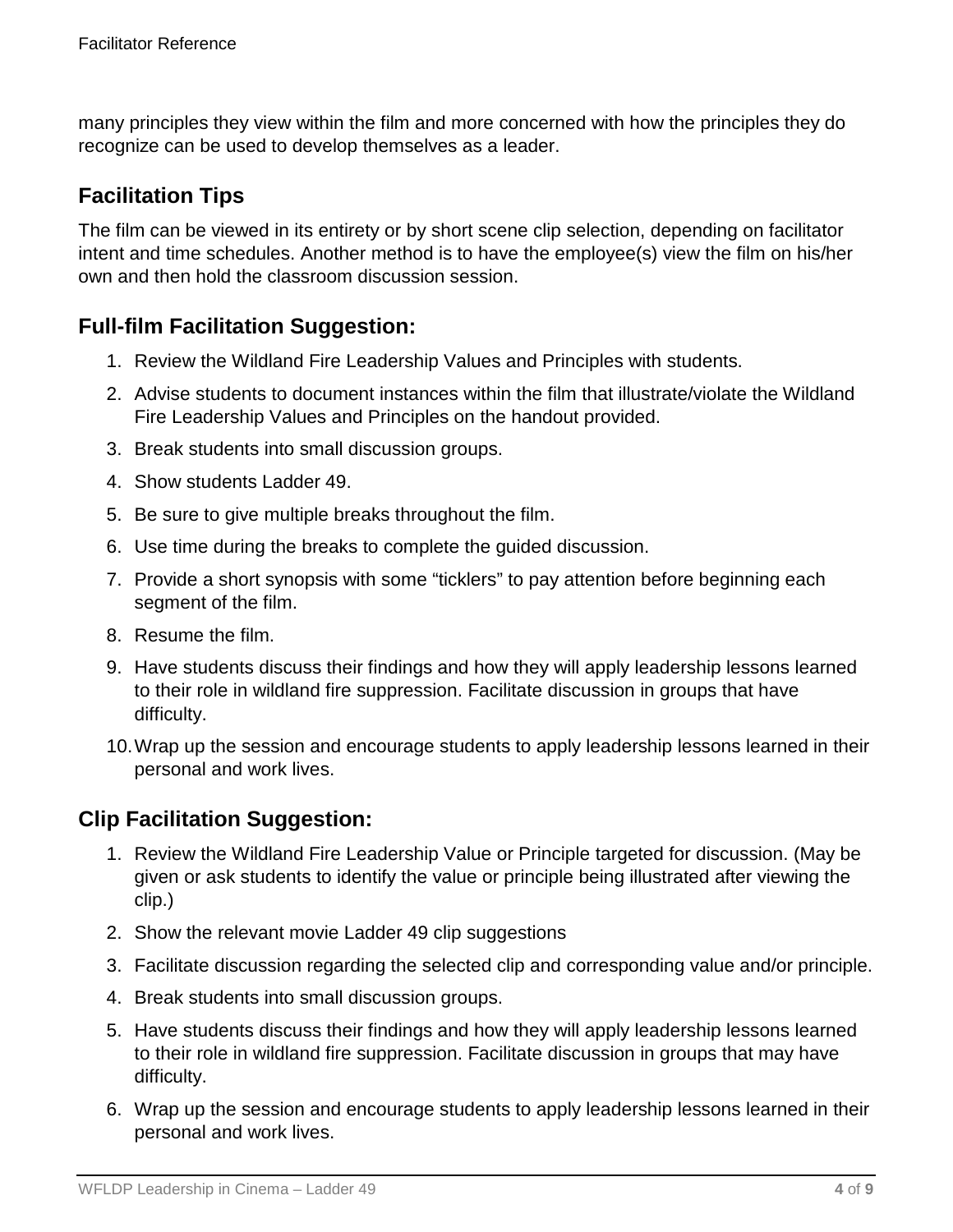many principles they view within the film and more concerned with how the principles they do recognize can be used to develop themselves as a leader.

## Facilitation Tips

The film can be viewed in its entirety or by short scene clip selection, depending on facilitator intent and time schedules. Another method is to have the employee(s) view the film on his/her own and then hold the classroom discussion session.

## Full-film Facilitation Suggestion:

1. Review the Wildland Fire Leadership Values and Principles with students.
2. Advise students to document instances within the film that illustrate/violate the Wildland Fire Leadership Values and Principles on the handout provided.
3. Break students into small discussion groups.
4. Show students Ladder 49.
5. Be sure to give multiple breaks throughout the film.
6. Use time during the breaks to complete the guided discussion.
7. Provide a short synopsis with some "ticklers" to pay attention before beginning each segment of the film.
8. Resume the film.
9. Have students discuss their findings and how they will apply leadership lessons learned to their role in wildland fire suppression. Facilitate discussion in groups that have difficulty.
10. Wrap up the session and encourage students to apply leadership lessons learned in their personal and work lives.

## Clip Facilitation Suggestion:

1. Review the Wildland Fire Leadership Value or Principle targeted for discussion. (May be given or ask students to identify the value or principle being illustrated after viewing the clip.)
2. Show the relevant movie Ladder 49 clip suggestions
3. Facilitate discussion regarding the selected clip and corresponding value and/or principle.
4. Break students into small discussion groups.
5. Have students discuss their findings and how they will apply leadership lessons learned to their role in wildland fire suppression. Facilitate discussion in groups that may have difficulty.
6. Wrap up the session and encourage students to apply leadership lessons learned in their personal and work lives.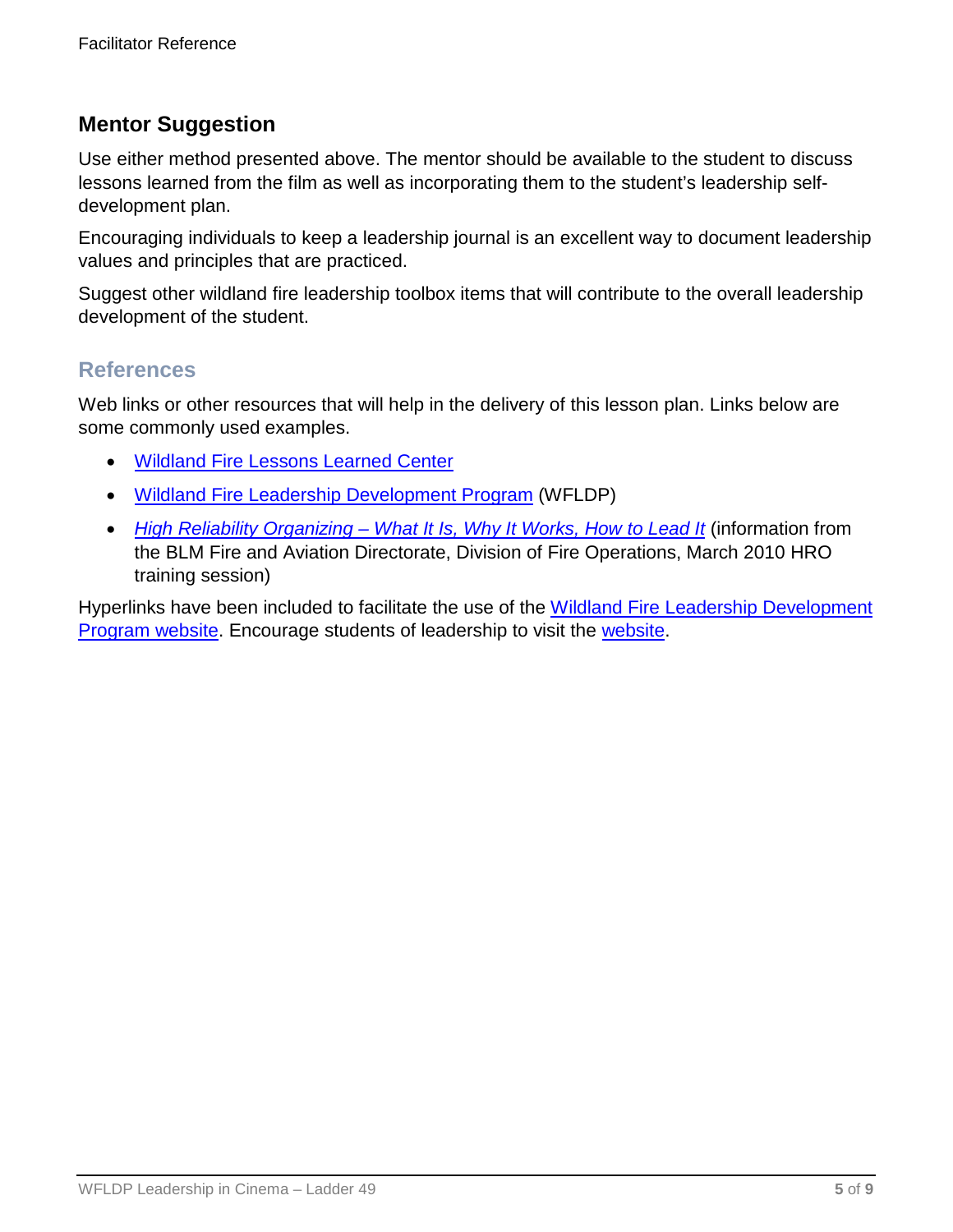## Mentor Suggestion

Use either method presented above. The mentor should be available to the student to discuss lessons learned from the film as well as incorporating them to the student's leadership self-development plan.

Encouraging individuals to keep a leadership journal is an excellent way to document leadership values and principles that are practiced.

Suggest other wildland fire leadership toolbox items that will contribute to the overall leadership development of the student.

### References

Web links or other resources that will help in the delivery of this lesson plan. Links below are some commonly used examples.

- Wildland Fire Lessons Learned Center
- Wildland Fire Leadership Development Program (WFLDP)
- *High Reliability Organizing – What It Is, Why It Works, How to Lead It* (information from the BLM Fire and Aviation Directorate, Division of Fire Operations, March 2010 HRO training session)

Hyperlinks have been included to facilitate the use of the Wildland Fire Leadership Development Program website. Encourage students of leadership to visit the website.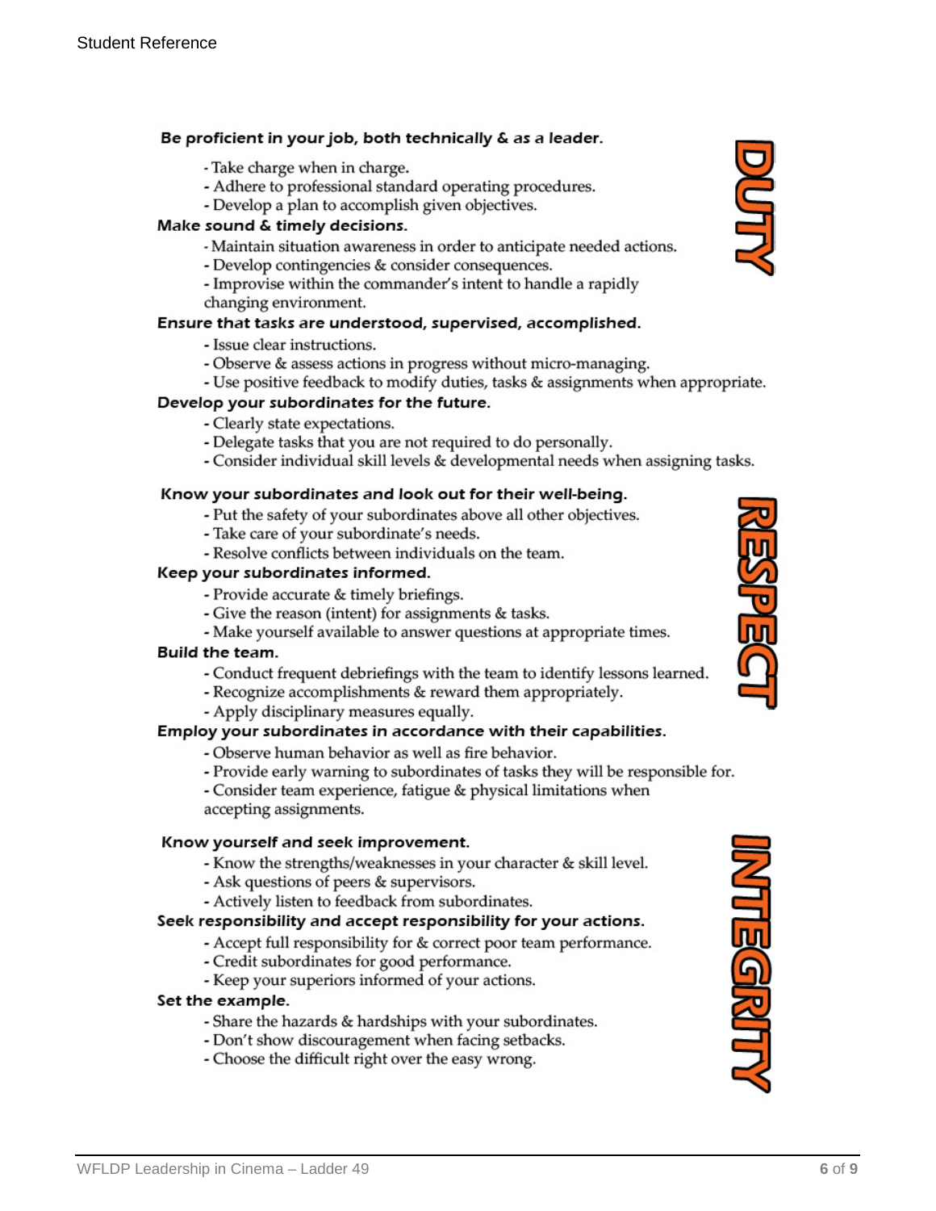## DUTY

**Be proficient in your job, both technically & as a leader.**

- Take charge when in charge.
- Adhere to professional standard operating procedures.
- Develop a plan to accomplish given objectives.

**Make sound & timely decisions.**

- Maintain situation awareness in order to anticipate needed actions.
- Develop contingencies & consider consequences.
- Improvise within the commander's intent to handle a rapidly changing environment.

**Ensure that tasks are understood, supervised, accomplished.**

- Issue clear instructions.
- Observe & assess actions in progress without micro-managing.
- Use positive feedback to modify duties, tasks & assignments when appropriate.

**Develop your subordinates for the future.**

- Clearly state expectations.
- Delegate tasks that you are not required to do personally.
- Consider individual skill levels & developmental needs when assigning tasks.

## RESPECT

**Know your subordinates and look out for their well-being.**

- Put the safety of your subordinates above all other objectives.
- Take care of your subordinate's needs.
- Resolve conflicts between individuals on the team.

**Keep your subordinates informed.**

- Provide accurate & timely briefings.
- Give the reason (intent) for assignments & tasks.
- Make yourself available to answer questions at appropriate times.

**Build the team.**

- Conduct frequent debriefings with the team to identify lessons learned.
- Recognize accomplishments & reward them appropriately.
- Apply disciplinary measures equally.

**Employ your subordinates in accordance with their capabilities.**

- Observe human behavior as well as fire behavior.
- Provide early warning to subordinates of tasks they will be responsible for.
- Consider team experience, fatigue & physical limitations when accepting assignments.

## INTEGRITY

**Know yourself and seek improvement.**

- Know the strengths/weaknesses in your character & skill level.
- Ask questions of peers & supervisors.
- Actively listen to feedback from subordinates.

**Seek responsibility and accept responsibility for your actions.**

- Accept full responsibility for & correct poor team performance.
- Credit subordinates for good performance.
- Keep your superiors informed of your actions.

**Set the example.**

- Share the hazards & hardships with your subordinates.
- Don't show discouragement when facing setbacks.
- Choose the difficult right over the easy wrong.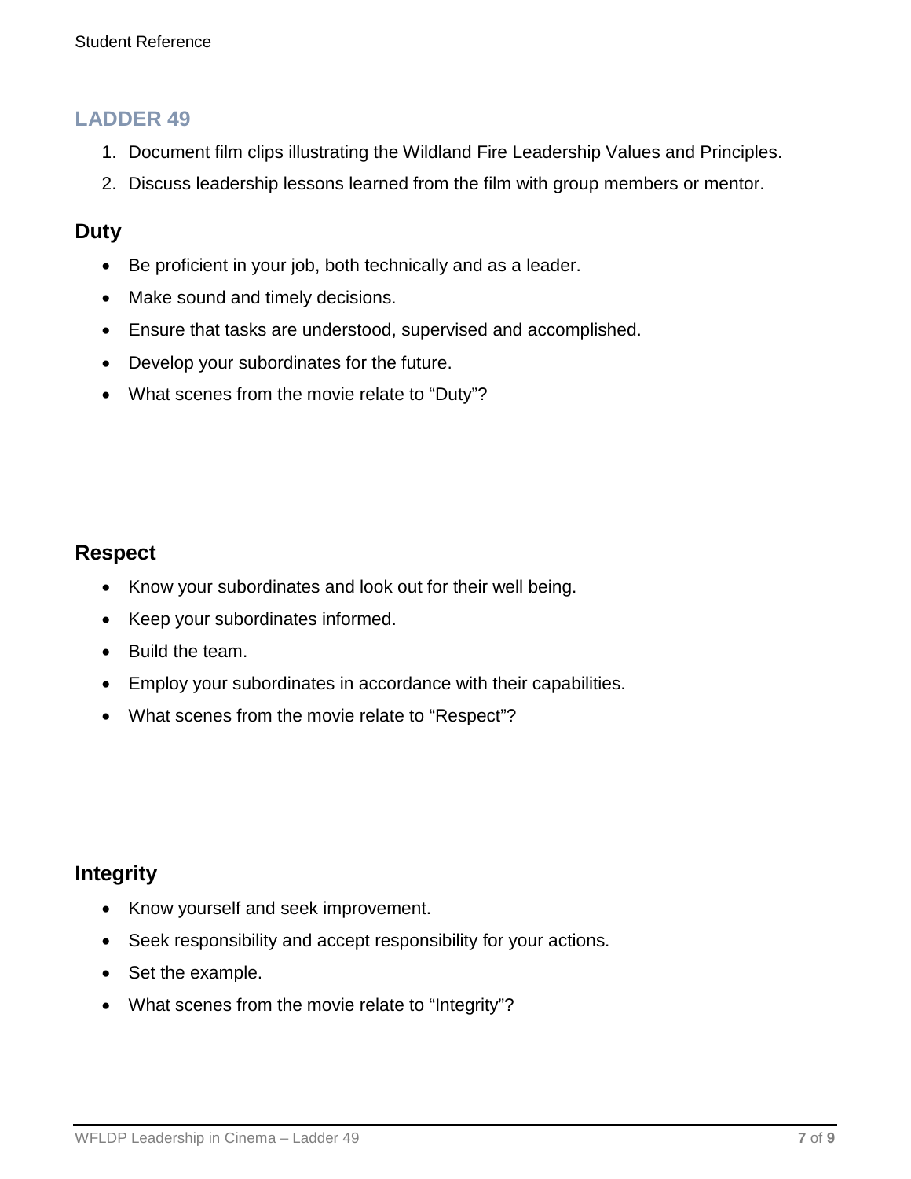## LADDER 49

1. Document film clips illustrating the Wildland Fire Leadership Values and Principles.
2. Discuss leadership lessons learned from the film with group members or mentor.

### Duty

- Be proficient in your job, both technically and as a leader.
- Make sound and timely decisions.
- Ensure that tasks are understood, supervised and accomplished.
- Develop your subordinates for the future.
- What scenes from the movie relate to “Duty”?

### Respect

- Know your subordinates and look out for their well being.
- Keep your subordinates informed.
- Build the team.
- Employ your subordinates in accordance with their capabilities.
- What scenes from the movie relate to “Respect”?

### Integrity

- Know yourself and seek improvement.
- Seek responsibility and accept responsibility for your actions.
- Set the example.
- What scenes from the movie relate to “Integrity”?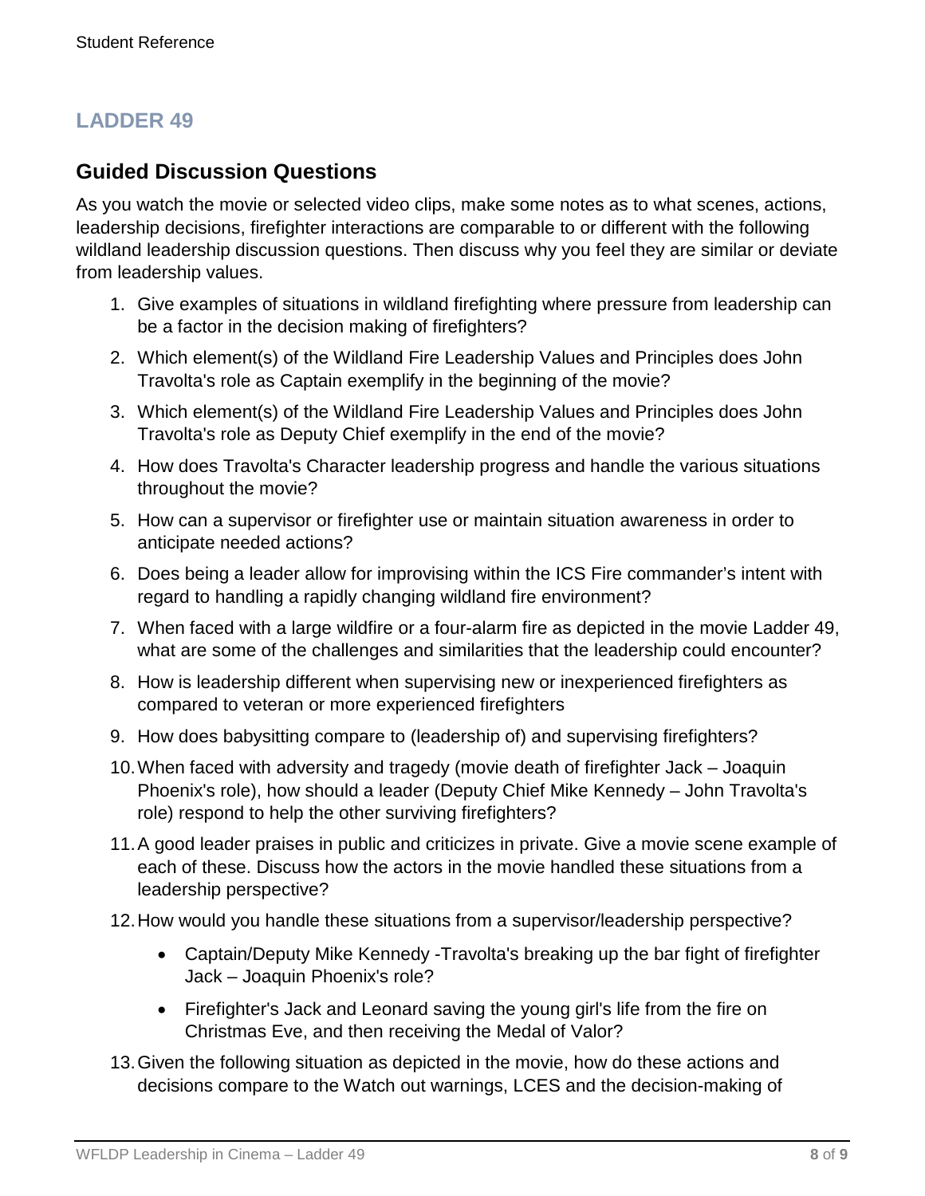## LADDER 49

### Guided Discussion Questions

As you watch the movie or selected video clips, make some notes as to what scenes, actions, leadership decisions, firefighter interactions are comparable to or different with the following wildland leadership discussion questions. Then discuss why you feel they are similar or deviate from leadership values.

1. Give examples of situations in wildland firefighting where pressure from leadership can be a factor in the decision making of firefighters?
2. Which element(s) of the Wildland Fire Leadership Values and Principles does John Travolta's role as Captain exemplify in the beginning of the movie?
3. Which element(s) of the Wildland Fire Leadership Values and Principles does John Travolta's role as Deputy Chief exemplify in the end of the movie?
4. How does Travolta's Character leadership progress and handle the various situations throughout the movie?
5. How can a supervisor or firefighter use or maintain situation awareness in order to anticipate needed actions?
6. Does being a leader allow for improvising within the ICS Fire commander's intent with regard to handling a rapidly changing wildland fire environment?
7. When faced with a large wildfire or a four-alarm fire as depicted in the movie Ladder 49, what are some of the challenges and similarities that the leadership could encounter?
8. How is leadership different when supervising new or inexperienced firefighters as compared to veteran or more experienced firefighters
9. How does babysitting compare to (leadership of) and supervising firefighters?
10. When faced with adversity and tragedy (movie death of firefighter Jack – Joaquin Phoenix's role), how should a leader (Deputy Chief Mike Kennedy – John Travolta's role) respond to help the other surviving firefighters?
11. A good leader praises in public and criticizes in private. Give a movie scene example of each of these. Discuss how the actors in the movie handled these situations from a leadership perspective?
12. How would you handle these situations from a supervisor/leadership perspective?
    - Captain/Deputy Mike Kennedy -Travolta's breaking up the bar fight of firefighter Jack – Joaquin Phoenix's role?
    - Firefighter's Jack and Leonard saving the young girl's life from the fire on Christmas Eve, and then receiving the Medal of Valor?
13. Given the following situation as depicted in the movie, how do these actions and decisions compare to the Watch out warnings, LCES and the decision-making of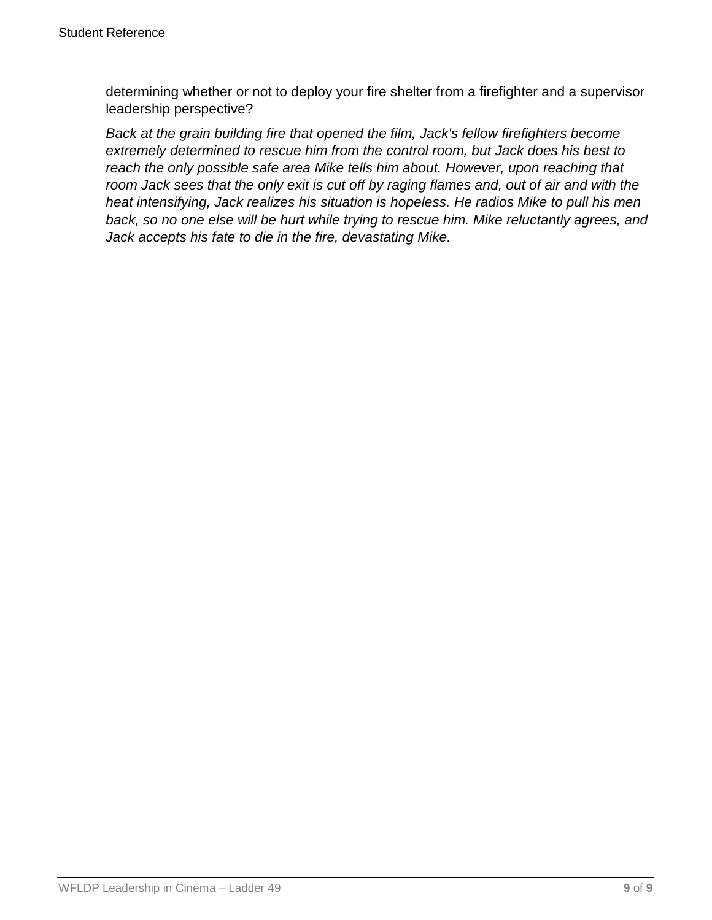determining whether or not to deploy your fire shelter from a firefighter and a supervisor leadership perspective?

*Back at the grain building fire that opened the film, Jack's fellow firefighters become extremely determined to rescue him from the control room, but Jack does his best to reach the only possible safe area Mike tells him about. However, upon reaching that room Jack sees that the only exit is cut off by raging flames and, out of air and with the heat intensifying, Jack realizes his situation is hopeless. He radios Mike to pull his men back, so no one else will be hurt while trying to rescue him. Mike reluctantly agrees, and Jack accepts his fate to die in the fire, devastating Mike.*